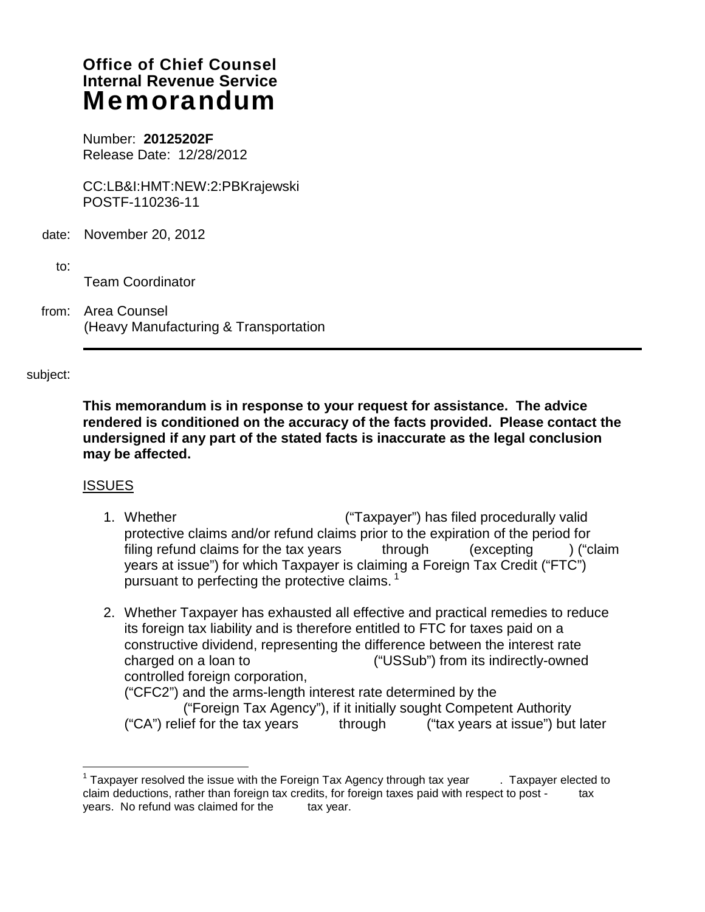# Office of Chief Counsel
# Internal Revenue Service
# Memorandum

Number: **20125202F**
Release Date: 12/28/2012

CC:LB&I:HMT:NEW:2:PBKrajewski
POSTF-110236-11

date: November 20, 2012

to:
Team Coordinator

from: Area Counsel
(Heavy Manufacturing & Transportation

subject:

**This memorandum is in response to your request for assistance. The advice rendered is conditioned on the accuracy of the facts provided. Please contact the undersigned if any part of the stated facts is inaccurate as the legal conclusion may be affected.**

ISSUES

1. Whether ("Taxpayer") has filed procedurally valid protective claims and/or refund claims prior to the expiration of the period for filing refund claims for the tax years through (excepting ) ("claim years at issue") for which Taxpayer is claiming a Foreign Tax Credit ("FTC") pursuant to perfecting the protective claims.[1]

2. Whether Taxpayer has exhausted all effective and practical remedies to reduce its foreign tax liability and is therefore entitled to FTC for taxes paid on a constructive dividend, representing the difference between the interest rate charged on a loan to ("USSub") from its indirectly-owned controlled foreign corporation, ("CFC2") and the arms-length interest rate determined by the ("Foreign Tax Agency"), if it initially sought Competent Authority ("CA") relief for the tax years through ("tax years at issue") but later

[1] Taxpayer resolved the issue with the Foreign Tax Agency through tax year . Taxpayer elected to claim deductions, rather than foreign tax credits, for foreign taxes paid with respect to post - tax years. No refund was claimed for the tax year.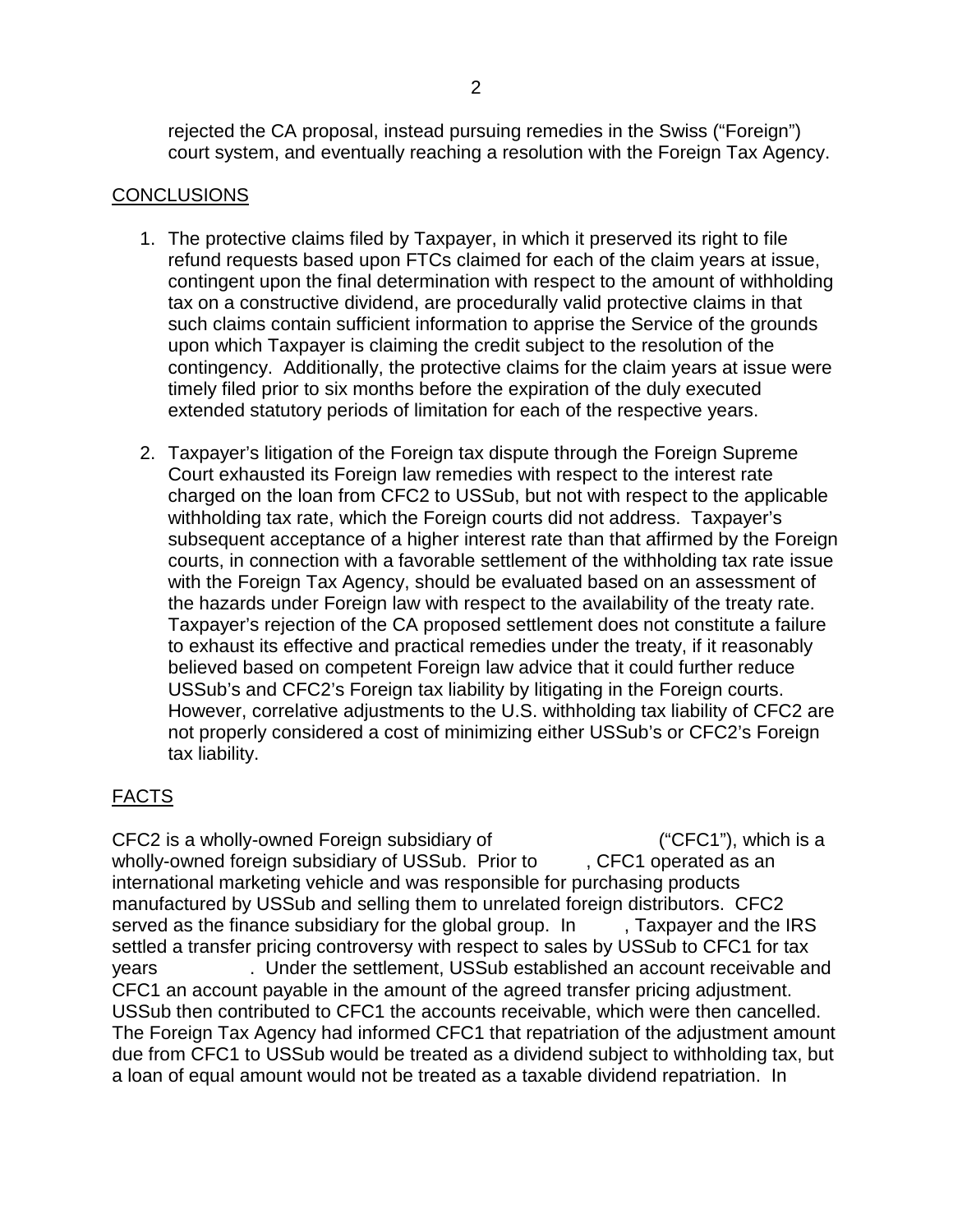rejected the CA proposal, instead pursuing remedies in the Swiss ("Foreign") court system, and eventually reaching a resolution with the Foreign Tax Agency.

## CONCLUSIONS

1. The protective claims filed by Taxpayer, in which it preserved its right to file refund requests based upon FTCs claimed for each of the claim years at issue, contingent upon the final determination with respect to the amount of withholding tax on a constructive dividend, are procedurally valid protective claims in that such claims contain sufficient information to apprise the Service of the grounds upon which Taxpayer is claiming the credit subject to the resolution of the contingency. Additionally, the protective claims for the claim years at issue were timely filed prior to six months before the expiration of the duly executed extended statutory periods of limitation for each of the respective years.

2. Taxpayer's litigation of the Foreign tax dispute through the Foreign Supreme Court exhausted its Foreign law remedies with respect to the interest rate charged on the loan from CFC2 to USSub, but not with respect to the applicable withholding tax rate, which the Foreign courts did not address. Taxpayer's subsequent acceptance of a higher interest rate than that affirmed by the Foreign courts, in connection with a favorable settlement of the withholding tax rate issue with the Foreign Tax Agency, should be evaluated based on an assessment of the hazards under Foreign law with respect to the availability of the treaty rate. Taxpayer's rejection of the CA proposed settlement does not constitute a failure to exhaust its effective and practical remedies under the treaty, if it reasonably believed based on competent Foreign law advice that it could further reduce USSub's and CFC2's Foreign tax liability by litigating in the Foreign courts. However, correlative adjustments to the U.S. withholding tax liability of CFC2 are not properly considered a cost of minimizing either USSub's or CFC2's Foreign tax liability.

## FACTS

CFC2 is a wholly-owned Foreign subsidiary of ("CFC1"), which is a wholly-owned foreign subsidiary of USSub. Prior to , CFC1 operated as an international marketing vehicle and was responsible for purchasing products manufactured by USSub and selling them to unrelated foreign distributors. CFC2 served as the finance subsidiary for the global group. In , Taxpayer and the IRS settled a transfer pricing controversy with respect to sales by USSub to CFC1 for tax years . Under the settlement, USSub established an account receivable and CFC1 an account payable in the amount of the agreed transfer pricing adjustment. USSub then contributed to CFC1 the accounts receivable, which were then cancelled. The Foreign Tax Agency had informed CFC1 that repatriation of the adjustment amount due from CFC1 to USSub would be treated as a dividend subject to withholding tax, but a loan of equal amount would not be treated as a taxable dividend repatriation. In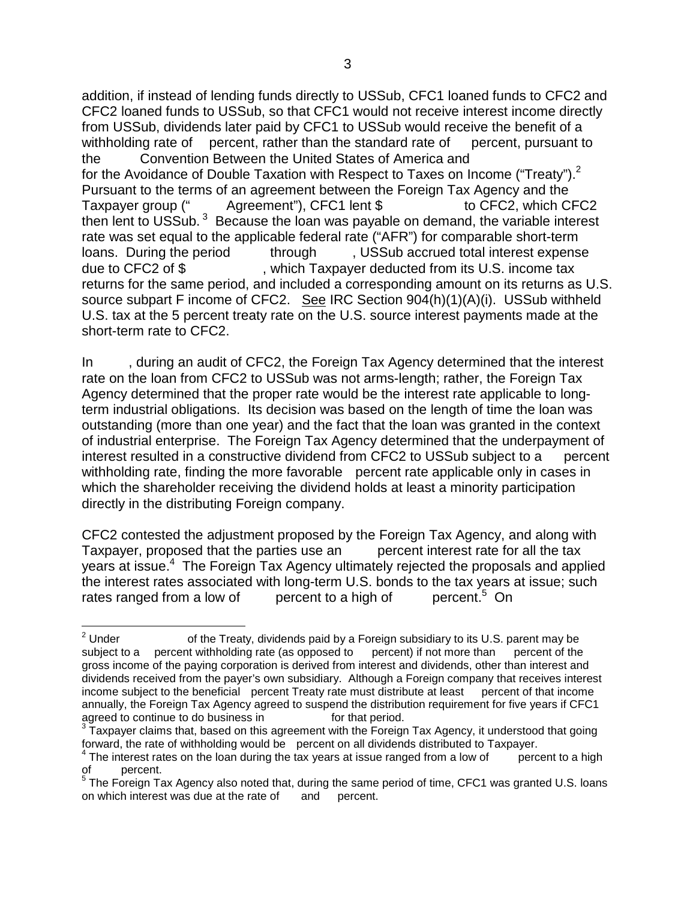addition, if instead of lending funds directly to USSub, CFC1 loaned funds to CFC2 and CFC2 loaned funds to USSub, so that CFC1 would not receive interest income directly from USSub, dividends later paid by CFC1 to USSub would receive the benefit of a withholding rate of percent, rather than the standard rate of percent, pursuant to the Convention Between the United States of America and for the Avoidance of Double Taxation with Respect to Taxes on Income ("Treaty").[2] Pursuant to the terms of an agreement between the Foreign Tax Agency and the Taxpayer group (" Agreement"), CFC1 lent $ to CFC2, which CFC2 then lent to USSub.[3] Because the loan was payable on demand, the variable interest rate was set equal to the applicable federal rate ("AFR") for comparable short-term loans. During the period through , USSub accrued total interest expense due to CFC2 of $ , which Taxpayer deducted from its U.S. income tax returns for the same period, and included a corresponding amount on its returns as U.S. source subpart F income of CFC2. See IRC Section 904(h)(1)(A)(i). USSub withheld U.S. tax at the 5 percent treaty rate on the U.S. source interest payments made at the short-term rate to CFC2.

In , during an audit of CFC2, the Foreign Tax Agency determined that the interest rate on the loan from CFC2 to USSub was not arms-length; rather, the Foreign Tax Agency determined that the proper rate would be the interest rate applicable to long-term industrial obligations. Its decision was based on the length of time the loan was outstanding (more than one year) and the fact that the loan was granted in the context of industrial enterprise. The Foreign Tax Agency determined that the underpayment of interest resulted in a constructive dividend from CFC2 to USSub subject to a percent withholding rate, finding the more favorable percent rate applicable only in cases in which the shareholder receiving the dividend holds at least a minority participation directly in the distributing Foreign company.

CFC2 contested the adjustment proposed by the Foreign Tax Agency, and along with Taxpayer, proposed that the parties use an percent interest rate for all the tax years at issue.[4] The Foreign Tax Agency ultimately rejected the proposals and applied the interest rates associated with long-term U.S. bonds to the tax years at issue; such rates ranged from a low of percent to a high of percent.[5] On

---

[2] Under of the Treaty, dividends paid by a Foreign subsidiary to its U.S. parent may be subject to a percent withholding rate (as opposed to percent) if not more than percent of the gross income of the paying corporation is derived from interest and dividends, other than interest and dividends received from the payer's own subsidiary. Although a Foreign company that receives interest income subject to the beneficial percent Treaty rate must distribute at least percent of that income annually, the Foreign Tax Agency agreed to suspend the distribution requirement for five years if CFC1 agreed to continue to do business in for that period.

[3] Taxpayer claims that, based on this agreement with the Foreign Tax Agency, it understood that going forward, the rate of withholding would be percent on all dividends distributed to Taxpayer.

[4] The interest rates on the loan during the tax years at issue ranged from a low of percent to a high of percent.

[5] The Foreign Tax Agency also noted that, during the same period of time, CFC1 was granted U.S. loans on which interest was due at the rate of and percent.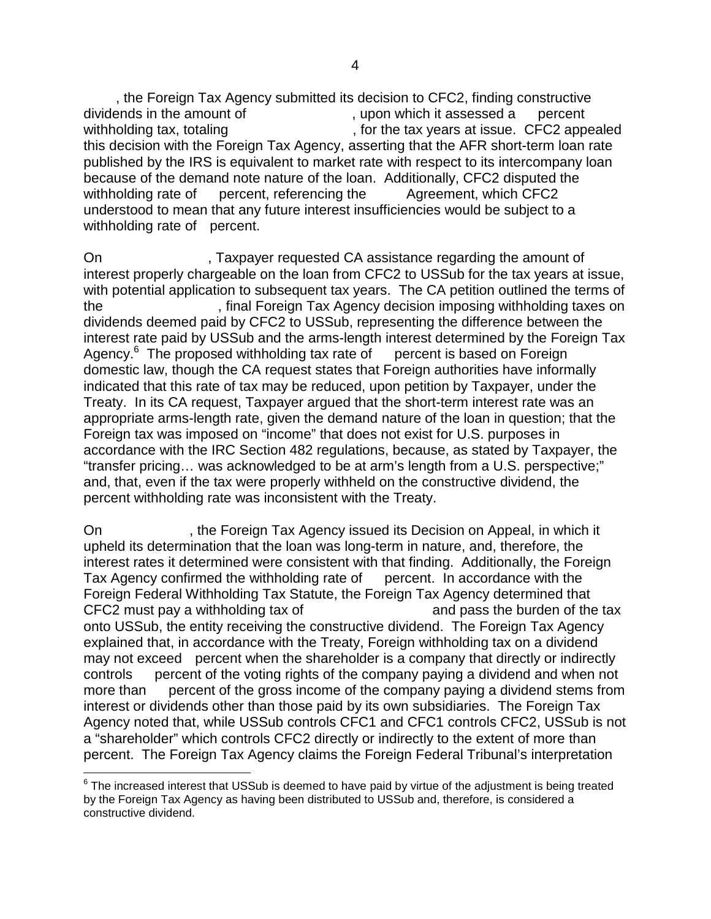, the Foreign Tax Agency submitted its decision to CFC2, finding constructive dividends in the amount of , upon which it assessed a percent withholding tax, totaling , for the tax years at issue. CFC2 appealed this decision with the Foreign Tax Agency, asserting that the AFR short-term loan rate published by the IRS is equivalent to market rate with respect to its intercompany loan because of the demand note nature of the loan. Additionally, CFC2 disputed the withholding rate of percent, referencing the Agreement, which CFC2 understood to mean that any future interest insufficiencies would be subject to a withholding rate of percent.

On , Taxpayer requested CA assistance regarding the amount of interest properly chargeable on the loan from CFC2 to USSub for the tax years at issue, with potential application to subsequent tax years. The CA petition outlined the terms of the , final Foreign Tax Agency decision imposing withholding taxes on dividends deemed paid by CFC2 to USSub, representing the difference between the interest rate paid by USSub and the arms-length interest determined by the Foreign Tax Agency.[6] The proposed withholding tax rate of percent is based on Foreign domestic law, though the CA request states that Foreign authorities have informally indicated that this rate of tax may be reduced, upon petition by Taxpayer, under the Treaty. In its CA request, Taxpayer argued that the short-term interest rate was an appropriate arms-length rate, given the demand nature of the loan in question; that the Foreign tax was imposed on "income" that does not exist for U.S. purposes in accordance with the IRC Section 482 regulations, because, as stated by Taxpayer, the "transfer pricing… was acknowledged to be at arm's length from a U.S. perspective;" and, that, even if the tax were properly withheld on the constructive dividend, the percent withholding rate was inconsistent with the Treaty.

On , the Foreign Tax Agency issued its Decision on Appeal, in which it upheld its determination that the loan was long-term in nature, and, therefore, the interest rates it determined were consistent with that finding. Additionally, the Foreign Tax Agency confirmed the withholding rate of percent. In accordance with the Foreign Federal Withholding Tax Statute, the Foreign Tax Agency determined that CFC2 must pay a withholding tax of and pass the burden of the tax onto USSub, the entity receiving the constructive dividend. The Foreign Tax Agency explained that, in accordance with the Treaty, Foreign withholding tax on a dividend may not exceed percent when the shareholder is a company that directly or indirectly controls percent of the voting rights of the company paying a dividend and when not more than percent of the gross income of the company paying a dividend stems from interest or dividends other than those paid by its own subsidiaries. The Foreign Tax Agency noted that, while USSub controls CFC1 and CFC1 controls CFC2, USSub is not a "shareholder" which controls CFC2 directly or indirectly to the extent of more than percent. The Foreign Tax Agency claims the Foreign Federal Tribunal's interpretation

[6] The increased interest that USSub is deemed to have paid by virtue of the adjustment is being treated by the Foreign Tax Agency as having been distributed to USSub and, therefore, is considered a constructive dividend.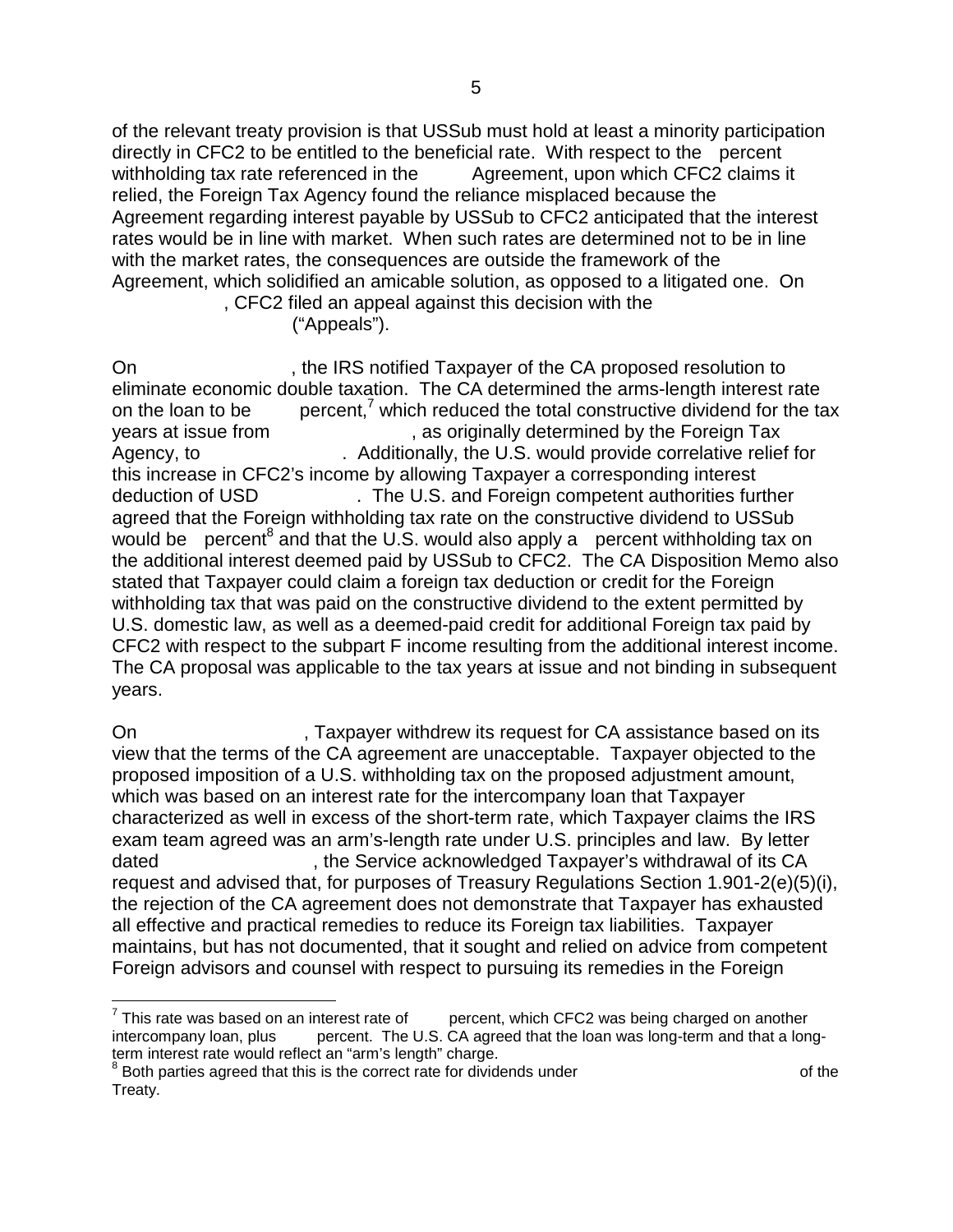of the relevant treaty provision is that USSub must hold at least a minority participation directly in CFC2 to be entitled to the beneficial rate. With respect to the percent withholding tax rate referenced in the Agreement, upon which CFC2 claims it relied, the Foreign Tax Agency found the reliance misplaced because the Agreement regarding interest payable by USSub to CFC2 anticipated that the interest rates would be in line with market. When such rates are determined not to be in line with the market rates, the consequences are outside the framework of the Agreement, which solidified an amicable solution, as opposed to a litigated one. On , CFC2 filed an appeal against this decision with the ("Appeals").

On , the IRS notified Taxpayer of the CA proposed resolution to eliminate economic double taxation. The CA determined the arms-length interest rate on the loan to be percent,[7] which reduced the total constructive dividend for the tax years at issue from , as originally determined by the Foreign Tax Agency, to . Additionally, the U.S. would provide correlative relief for this increase in CFC2's income by allowing Taxpayer a corresponding interest deduction of USD . The U.S. and Foreign competent authorities further agreed that the Foreign withholding tax rate on the constructive dividend to USSub would be percent[8] and that the U.S. would also apply a percent withholding tax on the additional interest deemed paid by USSub to CFC2. The CA Disposition Memo also stated that Taxpayer could claim a foreign tax deduction or credit for the Foreign withholding tax that was paid on the constructive dividend to the extent permitted by U.S. domestic law, as well as a deemed-paid credit for additional Foreign tax paid by CFC2 with respect to the subpart F income resulting from the additional interest income. The CA proposal was applicable to the tax years at issue and not binding in subsequent years.

On , Taxpayer withdrew its request for CA assistance based on its view that the terms of the CA agreement are unacceptable. Taxpayer objected to the proposed imposition of a U.S. withholding tax on the proposed adjustment amount, which was based on an interest rate for the intercompany loan that Taxpayer characterized as well in excess of the short-term rate, which Taxpayer claims the IRS exam team agreed was an arm's-length rate under U.S. principles and law. By letter dated , the Service acknowledged Taxpayer's withdrawal of its CA request and advised that, for purposes of Treasury Regulations Section 1.901-2(e)(5)(i), the rejection of the CA agreement does not demonstrate that Taxpayer has exhausted all effective and practical remedies to reduce its Foreign tax liabilities. Taxpayer maintains, but has not documented, that it sought and relied on advice from competent Foreign advisors and counsel with respect to pursuing its remedies in the Foreign

---

[7] This rate was based on an interest rate of percent, which CFC2 was being charged on another intercompany loan, plus percent. The U.S. CA agreed that the loan was long-term and that a long-term interest rate would reflect an "arm's length" charge.

[8] Both parties agreed that this is the correct rate for dividends under of the Treaty.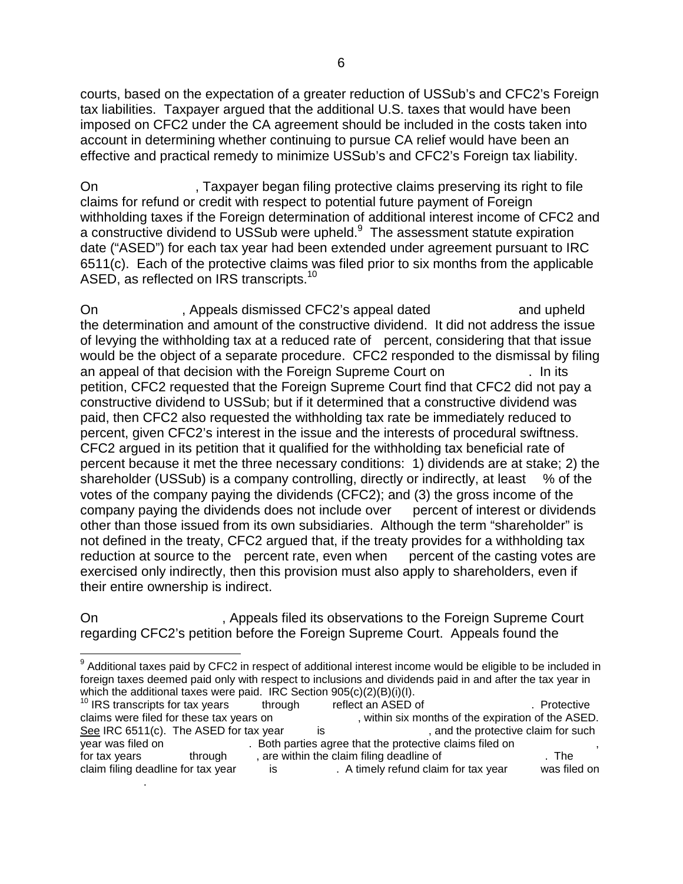courts, based on the expectation of a greater reduction of USSub's and CFC2's Foreign tax liabilities. Taxpayer argued that the additional U.S. taxes that would have been imposed on CFC2 under the CA agreement should be included in the costs taken into account in determining whether continuing to pursue CA relief would have been an effective and practical remedy to minimize USSub's and CFC2's Foreign tax liability.

On , Taxpayer began filing protective claims preserving its right to file claims for refund or credit with respect to potential future payment of Foreign withholding taxes if the Foreign determination of additional interest income of CFC2 and a constructive dividend to USSub were upheld.[9] The assessment statute expiration date ("ASED") for each tax year had been extended under agreement pursuant to IRC 6511(c). Each of the protective claims was filed prior to six months from the applicable ASED, as reflected on IRS transcripts.[10]

On , Appeals dismissed CFC2's appeal dated and upheld the determination and amount of the constructive dividend. It did not address the issue of levying the withholding tax at a reduced rate of percent, considering that that issue would be the object of a separate procedure. CFC2 responded to the dismissal by filing an appeal of that decision with the Foreign Supreme Court on . In its petition, CFC2 requested that the Foreign Supreme Court find that CFC2 did not pay a constructive dividend to USSub; but if it determined that a constructive dividend was paid, then CFC2 also requested the withholding tax rate be immediately reduced to percent, given CFC2's interest in the issue and the interests of procedural swiftness. CFC2 argued in its petition that it qualified for the withholding tax beneficial rate of percent because it met the three necessary conditions: 1) dividends are at stake; 2) the shareholder (USSub) is a company controlling, directly or indirectly, at least % of the votes of the company paying the dividends (CFC2); and (3) the gross income of the company paying the dividends does not include over percent of interest or dividends other than those issued from its own subsidiaries. Although the term "shareholder" is not defined in the treaty, CFC2 argued that, if the treaty provides for a withholding tax reduction at source to the percent rate, even when percent of the casting votes are exercised only indirectly, then this provision must also apply to shareholders, even if their entire ownership is indirect.

On , Appeals filed its observations to the Foreign Supreme Court regarding CFC2's petition before the Foreign Supreme Court. Appeals found the

---

[9] Additional taxes paid by CFC2 in respect of additional interest income would be eligible to be included in foreign taxes deemed paid only with respect to inclusions and dividends paid in and after the tax year in which the additional taxes were paid. IRC Section 905(c)(2)(B)(i)(I).

[10] IRS transcripts for tax years through reflect an ASED of . Protective claims were filed for these tax years on , within six months of the expiration of the ASED. See IRC 6511(c). The ASED for tax year is , and the protective claim for such year was filed on . Both parties agree that the protective claims filed on , for tax years through , are within the claim filing deadline of . The claim filing deadline for tax year is . A timely refund claim for tax year was filed on .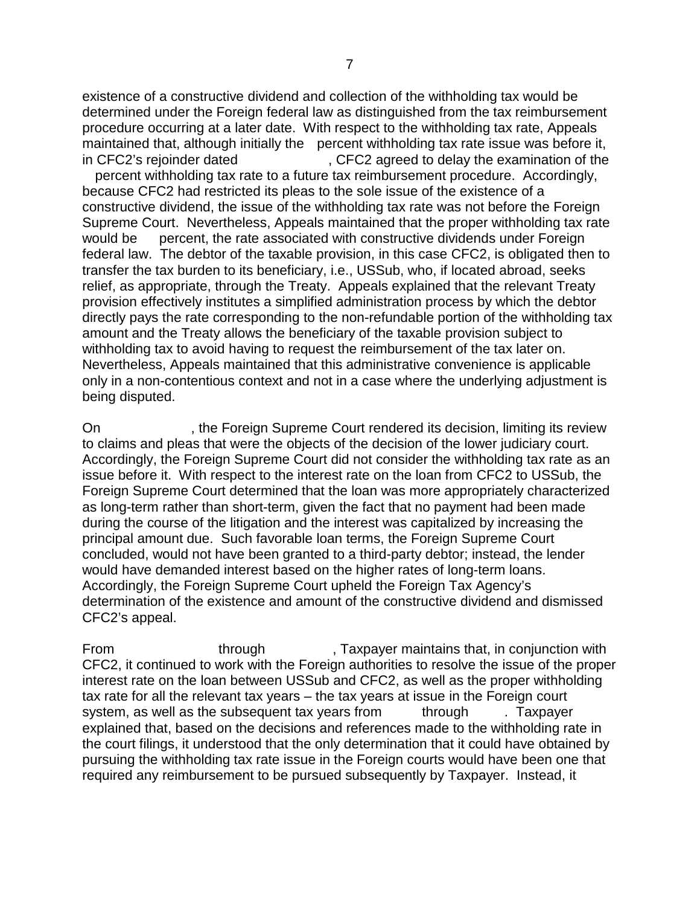existence of a constructive dividend and collection of the withholding tax would be determined under the Foreign federal law as distinguished from the tax reimbursement procedure occurring at a later date. With respect to the withholding tax rate, Appeals maintained that, although initially the percent withholding tax rate issue was before it, in CFC2's rejoinder dated , CFC2 agreed to delay the examination of the percent withholding tax rate to a future tax reimbursement procedure. Accordingly, because CFC2 had restricted its pleas to the sole issue of the existence of a constructive dividend, the issue of the withholding tax rate was not before the Foreign Supreme Court. Nevertheless, Appeals maintained that the proper withholding tax rate would be percent, the rate associated with constructive dividends under Foreign federal law. The debtor of the taxable provision, in this case CFC2, is obligated then to transfer the tax burden to its beneficiary, i.e., USSub, who, if located abroad, seeks relief, as appropriate, through the Treaty. Appeals explained that the relevant Treaty provision effectively institutes a simplified administration process by which the debtor directly pays the rate corresponding to the non-refundable portion of the withholding tax amount and the Treaty allows the beneficiary of the taxable provision subject to withholding tax to avoid having to request the reimbursement of the tax later on. Nevertheless, Appeals maintained that this administrative convenience is applicable only in a non-contentious context and not in a case where the underlying adjustment is being disputed.

On , the Foreign Supreme Court rendered its decision, limiting its review to claims and pleas that were the objects of the decision of the lower judiciary court. Accordingly, the Foreign Supreme Court did not consider the withholding tax rate as an issue before it. With respect to the interest rate on the loan from CFC2 to USSub, the Foreign Supreme Court determined that the loan was more appropriately characterized as long-term rather than short-term, given the fact that no payment had been made during the course of the litigation and the interest was capitalized by increasing the principal amount due. Such favorable loan terms, the Foreign Supreme Court concluded, would not have been granted to a third-party debtor; instead, the lender would have demanded interest based on the higher rates of long-term loans. Accordingly, the Foreign Supreme Court upheld the Foreign Tax Agency's determination of the existence and amount of the constructive dividend and dismissed CFC2's appeal.

From through , Taxpayer maintains that, in conjunction with CFC2, it continued to work with the Foreign authorities to resolve the issue of the proper interest rate on the loan between USSub and CFC2, as well as the proper withholding tax rate for all the relevant tax years – the tax years at issue in the Foreign court system, as well as the subsequent tax years from through . Taxpayer explained that, based on the decisions and references made to the withholding rate in the court filings, it understood that the only determination that it could have obtained by pursuing the withholding tax rate issue in the Foreign courts would have been one that required any reimbursement to be pursued subsequently by Taxpayer. Instead, it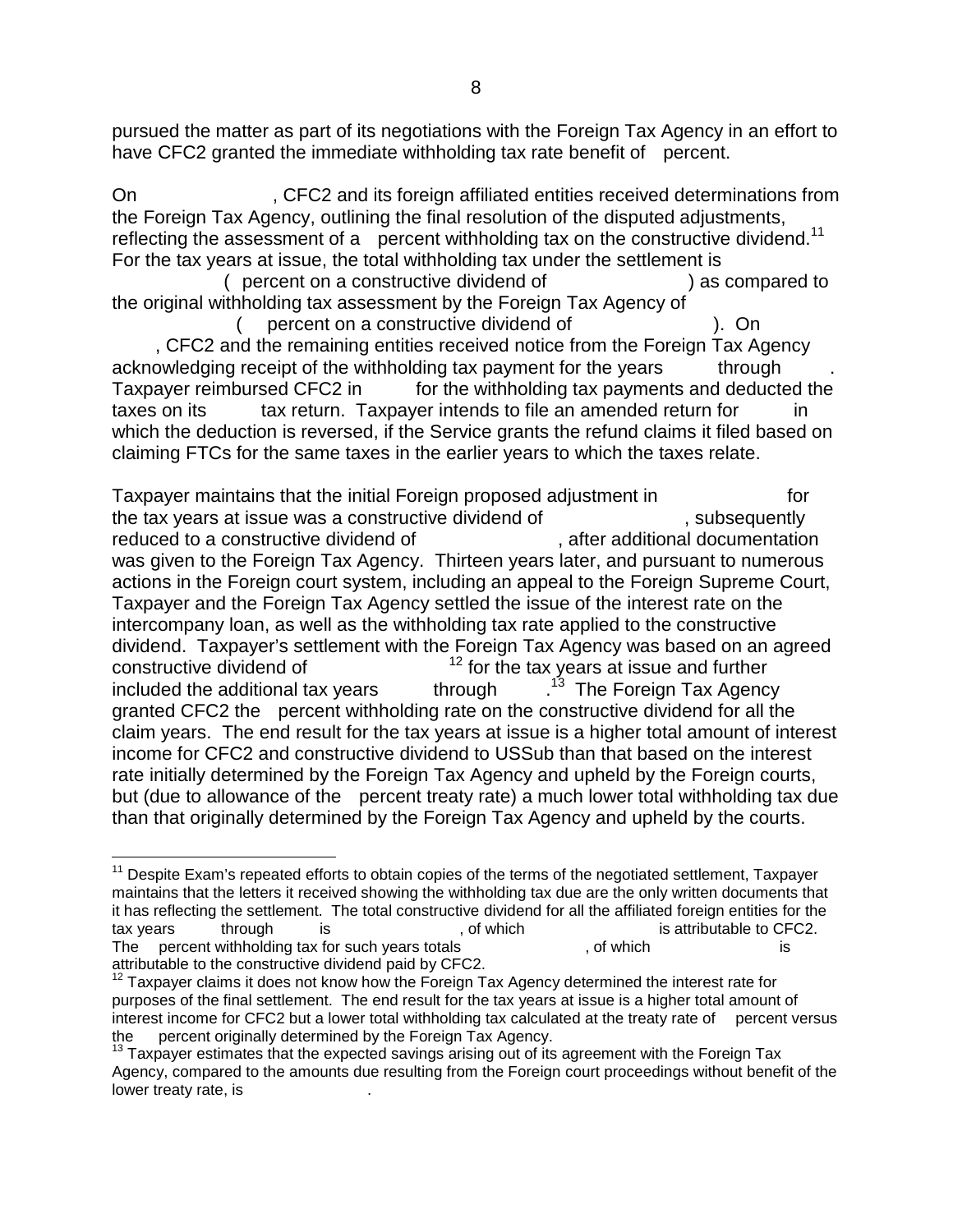pursued the matter as part of its negotiations with the Foreign Tax Agency in an effort to have CFC2 granted the immediate withholding tax rate benefit of percent.

On , CFC2 and its foreign affiliated entities received determinations from the Foreign Tax Agency, outlining the final resolution of the disputed adjustments, reflecting the assessment of a percent withholding tax on the constructive dividend.[11] For the tax years at issue, the total withholding tax under the settlement is ( percent on a constructive dividend of ) as compared to the original withholding tax assessment by the Foreign Tax Agency of ( percent on a constructive dividend of ). On , CFC2 and the remaining entities received notice from the Foreign Tax Agency acknowledging receipt of the withholding tax payment for the years through . Taxpayer reimbursed CFC2 in for the withholding tax payments and deducted the taxes on its tax return. Taxpayer intends to file an amended return for in which the deduction is reversed, if the Service grants the refund claims it filed based on claiming FTCs for the same taxes in the earlier years to which the taxes relate.

Taxpayer maintains that the initial Foreign proposed adjustment in for the tax years at issue was a constructive dividend of , subsequently reduced to a constructive dividend of , after additional documentation was given to the Foreign Tax Agency. Thirteen years later, and pursuant to numerous actions in the Foreign court system, including an appeal to the Foreign Supreme Court, Taxpayer and the Foreign Tax Agency settled the issue of the interest rate on the intercompany loan, as well as the withholding tax rate applied to the constructive dividend. Taxpayer's settlement with the Foreign Tax Agency was based on an agreed constructive dividend of [12] for the tax years at issue and further included the additional tax years through .[13] The Foreign Tax Agency granted CFC2 the percent withholding rate on the constructive dividend for all the claim years. The end result for the tax years at issue is a higher total amount of interest income for CFC2 and constructive dividend to USSub than that based on the interest rate initially determined by the Foreign Tax Agency and upheld by the Foreign courts, but (due to allowance of the percent treaty rate) a much lower total withholding tax due than that originally determined by the Foreign Tax Agency and upheld by the courts.

---

[11] Despite Exam's repeated efforts to obtain copies of the terms of the negotiated settlement, Taxpayer maintains that the letters it received showing the withholding tax due are the only written documents that it has reflecting the settlement. The total constructive dividend for all the affiliated foreign entities for the tax years through is , of which is attributable to CFC2. The percent withholding tax for such years totals , of which is attributable to the constructive dividend paid by CFC2.

[12] Taxpayer claims it does not know how the Foreign Tax Agency determined the interest rate for purposes of the final settlement. The end result for the tax years at issue is a higher total amount of interest income for CFC2 but a lower total withholding tax calculated at the treaty rate of percent versus the percent originally determined by the Foreign Tax Agency.

[13] Taxpayer estimates that the expected savings arising out of its agreement with the Foreign Tax Agency, compared to the amounts due resulting from the Foreign court proceedings without benefit of the lower treaty rate, is .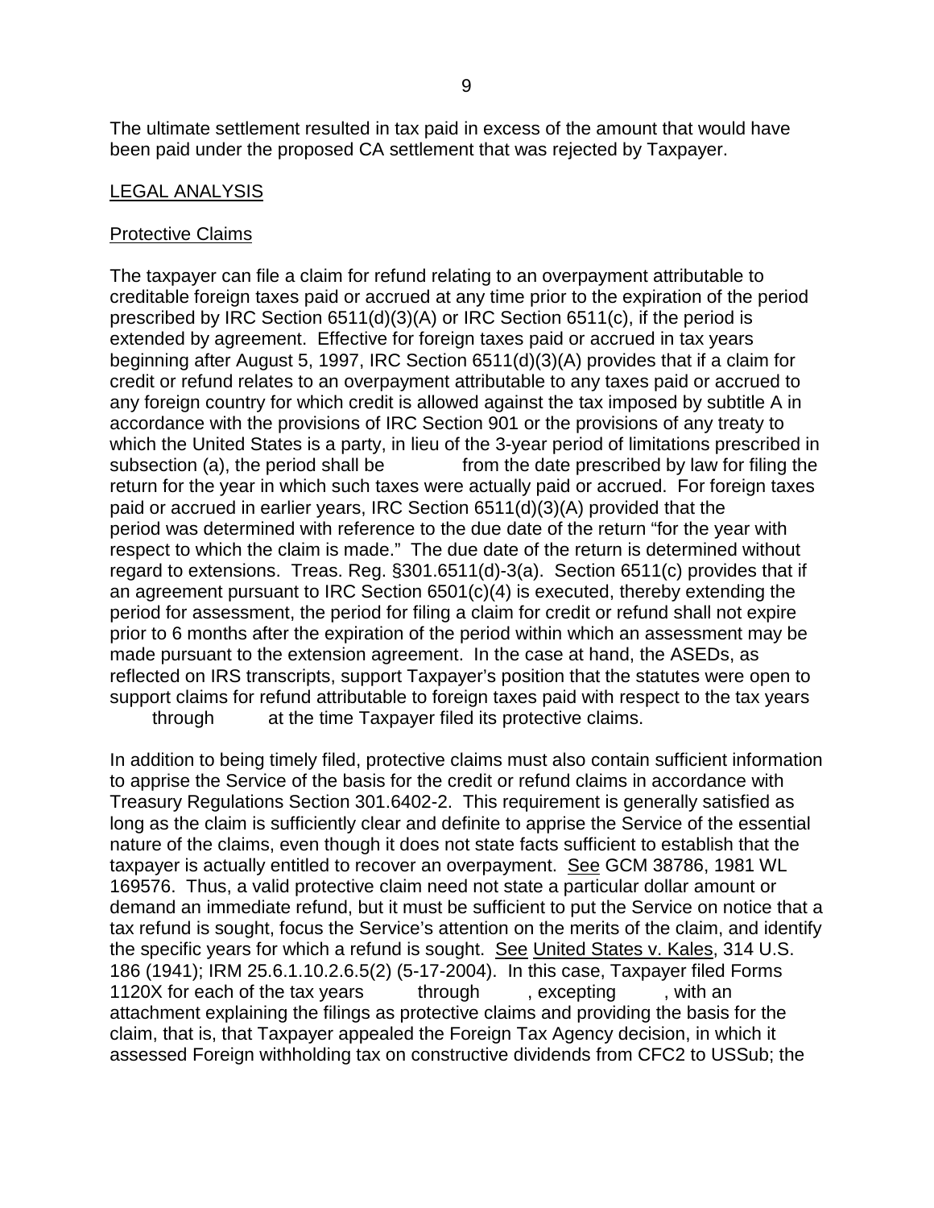The ultimate settlement resulted in tax paid in excess of the amount that would have been paid under the proposed CA settlement that was rejected by Taxpayer.

LEGAL ANALYSIS

Protective Claims

The taxpayer can file a claim for refund relating to an overpayment attributable to creditable foreign taxes paid or accrued at any time prior to the expiration of the period prescribed by IRC Section 6511(d)(3)(A) or IRC Section 6511(c), if the period is extended by agreement. Effective for foreign taxes paid or accrued in tax years beginning after August 5, 1997, IRC Section 6511(d)(3)(A) provides that if a claim for credit or refund relates to an overpayment attributable to any taxes paid or accrued to any foreign country for which credit is allowed against the tax imposed by subtitle A in accordance with the provisions of IRC Section 901 or the provisions of any treaty to which the United States is a party, in lieu of the 3-year period of limitations prescribed in subsection (a), the period shall be from the date prescribed by law for filing the return for the year in which such taxes were actually paid or accrued. For foreign taxes paid or accrued in earlier years, IRC Section 6511(d)(3)(A) provided that the period was determined with reference to the due date of the return "for the year with respect to which the claim is made." The due date of the return is determined without regard to extensions. Treas. Reg. §301.6511(d)-3(a). Section 6511(c) provides that if an agreement pursuant to IRC Section 6501(c)(4) is executed, thereby extending the period for assessment, the period for filing a claim for credit or refund shall not expire prior to 6 months after the expiration of the period within which an assessment may be made pursuant to the extension agreement. In the case at hand, the ASEDs, as reflected on IRS transcripts, support Taxpayer's position that the statutes were open to support claims for refund attributable to foreign taxes paid with respect to the tax years through at the time Taxpayer filed its protective claims.

In addition to being timely filed, protective claims must also contain sufficient information to apprise the Service of the basis for the credit or refund claims in accordance with Treasury Regulations Section 301.6402-2. This requirement is generally satisfied as long as the claim is sufficiently clear and definite to apprise the Service of the essential nature of the claims, even though it does not state facts sufficient to establish that the taxpayer is actually entitled to recover an overpayment. See GCM 38786, 1981 WL 169576. Thus, a valid protective claim need not state a particular dollar amount or demand an immediate refund, but it must be sufficient to put the Service on notice that a tax refund is sought, focus the Service's attention on the merits of the claim, and identify the specific years for which a refund is sought. See United States v. Kales, 314 U.S. 186 (1941); IRM 25.6.1.10.2.6.5(2) (5-17-2004). In this case, Taxpayer filed Forms 1120X for each of the tax years through , excepting , with an attachment explaining the filings as protective claims and providing the basis for the claim, that is, that Taxpayer appealed the Foreign Tax Agency decision, in which it assessed Foreign withholding tax on constructive dividends from CFC2 to USSub; the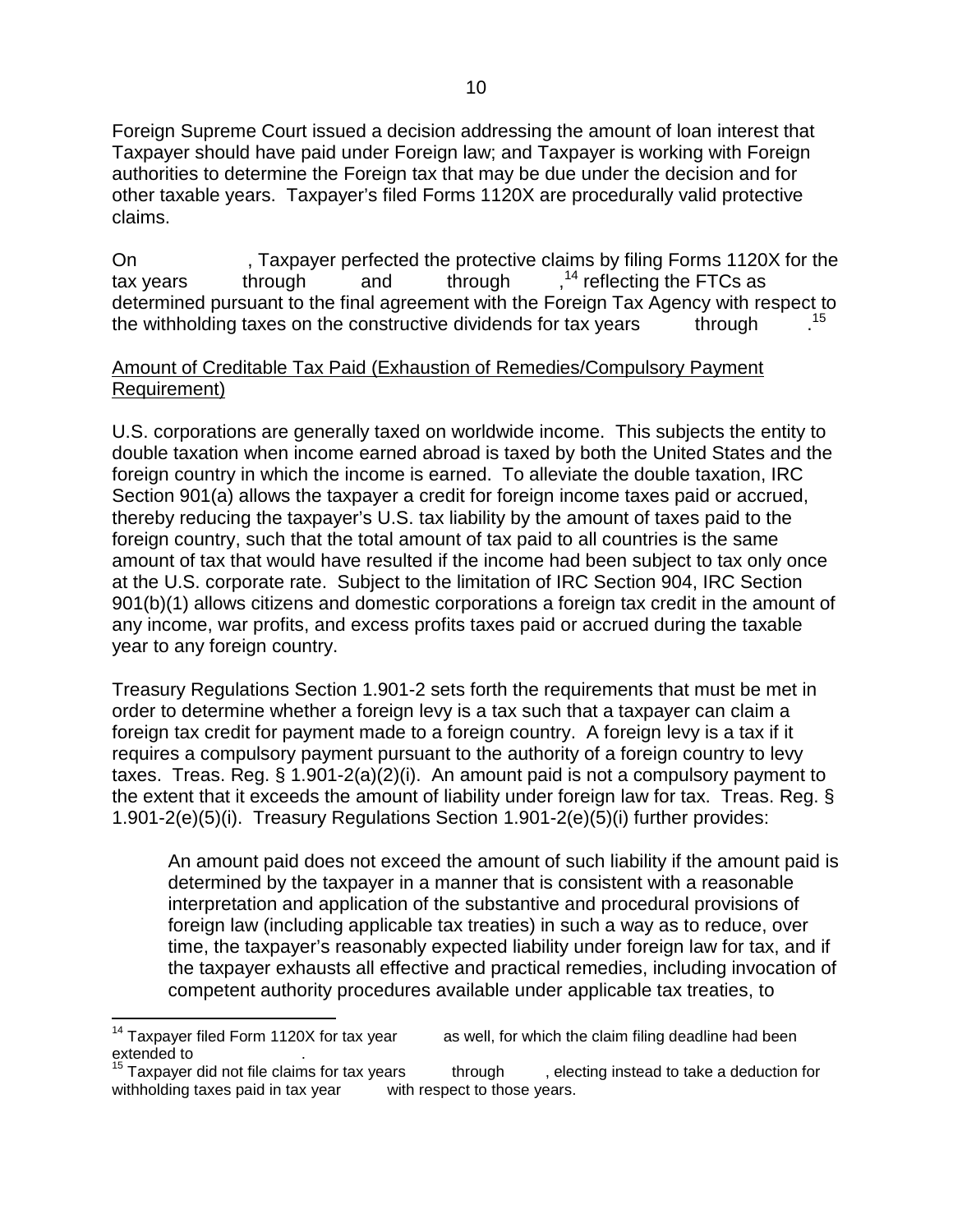Foreign Supreme Court issued a decision addressing the amount of loan interest that Taxpayer should have paid under Foreign law; and Taxpayer is working with Foreign authorities to determine the Foreign tax that may be due under the decision and for other taxable years. Taxpayer's filed Forms 1120X are procedurally valid protective claims.

On , Taxpayer perfected the protective claims by filing Forms 1120X for the tax years through and through ,[14] reflecting the FTCs as determined pursuant to the final agreement with the Foreign Tax Agency with respect to the withholding taxes on the constructive dividends for tax years through .[15]

Amount of Creditable Tax Paid (Exhaustion of Remedies/Compulsory Payment Requirement)

U.S. corporations are generally taxed on worldwide income. This subjects the entity to double taxation when income earned abroad is taxed by both the United States and the foreign country in which the income is earned. To alleviate the double taxation, IRC Section 901(a) allows the taxpayer a credit for foreign income taxes paid or accrued, thereby reducing the taxpayer's U.S. tax liability by the amount of taxes paid to the foreign country, such that the total amount of tax paid to all countries is the same amount of tax that would have resulted if the income had been subject to tax only once at the U.S. corporate rate. Subject to the limitation of IRC Section 904, IRC Section 901(b)(1) allows citizens and domestic corporations a foreign tax credit in the amount of any income, war profits, and excess profits taxes paid or accrued during the taxable year to any foreign country.

Treasury Regulations Section 1.901-2 sets forth the requirements that must be met in order to determine whether a foreign levy is a tax such that a taxpayer can claim a foreign tax credit for payment made to a foreign country. A foreign levy is a tax if it requires a compulsory payment pursuant to the authority of a foreign country to levy taxes. Treas. Reg. § 1.901-2(a)(2)(i). An amount paid is not a compulsory payment to the extent that it exceeds the amount of liability under foreign law for tax. Treas. Reg. § 1.901-2(e)(5)(i). Treasury Regulations Section 1.901-2(e)(5)(i) further provides:

> An amount paid does not exceed the amount of such liability if the amount paid is determined by the taxpayer in a manner that is consistent with a reasonable interpretation and application of the substantive and procedural provisions of foreign law (including applicable tax treaties) in such a way as to reduce, over time, the taxpayer's reasonably expected liability under foreign law for tax, and if the taxpayer exhausts all effective and practical remedies, including invocation of competent authority procedures available under applicable tax treaties, to

[14] Taxpayer filed Form 1120X for tax year as well, for which the claim filing deadline had been extended to .

[15] Taxpayer did not file claims for tax years through , electing instead to take a deduction for withholding taxes paid in tax year with respect to those years.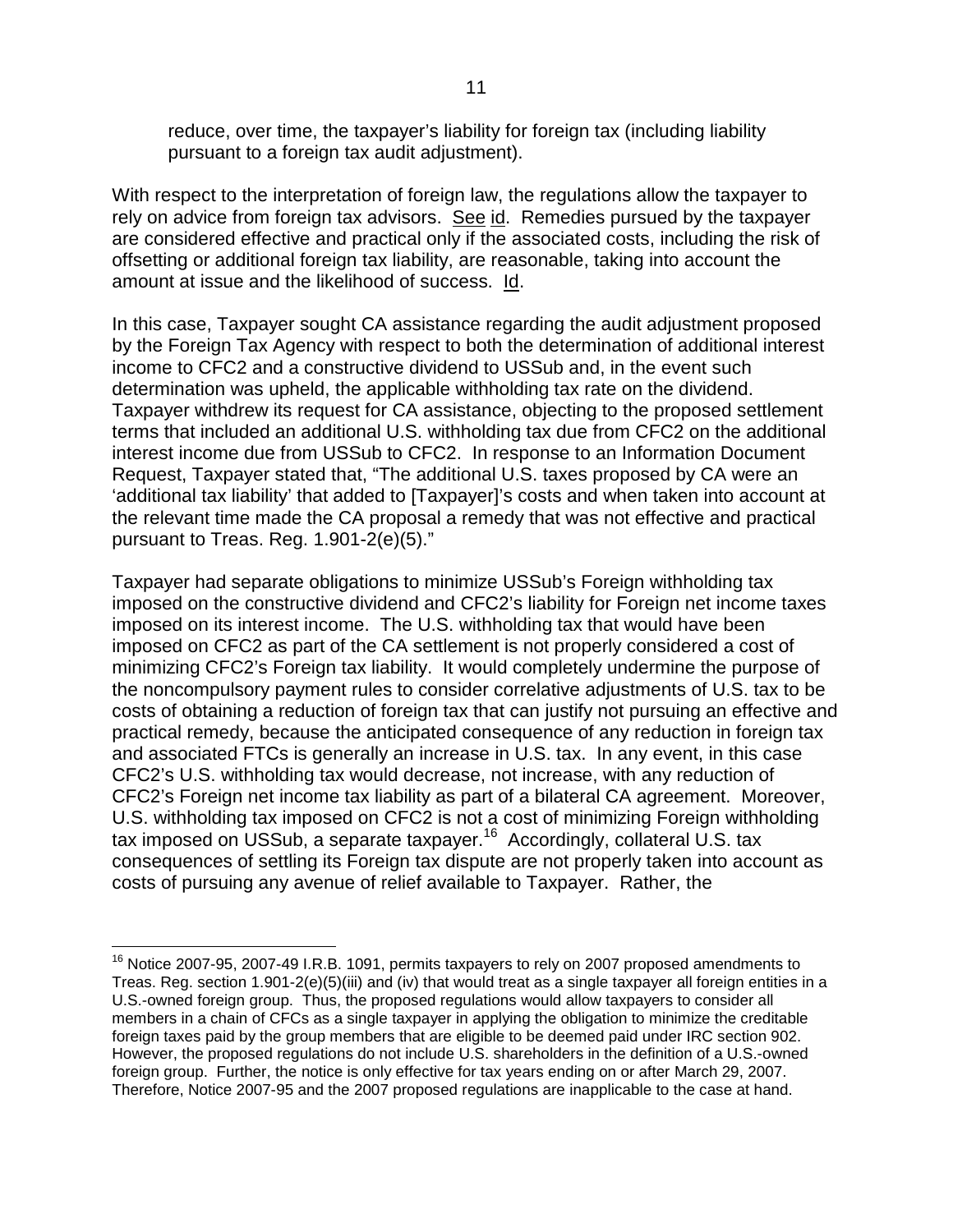reduce, over time, the taxpayer's liability for foreign tax (including liability pursuant to a foreign tax audit adjustment).

With respect to the interpretation of foreign law, the regulations allow the taxpayer to rely on advice from foreign tax advisors. See id. Remedies pursued by the taxpayer are considered effective and practical only if the associated costs, including the risk of offsetting or additional foreign tax liability, are reasonable, taking into account the amount at issue and the likelihood of success. Id.

In this case, Taxpayer sought CA assistance regarding the audit adjustment proposed by the Foreign Tax Agency with respect to both the determination of additional interest income to CFC2 and a constructive dividend to USSub and, in the event such determination was upheld, the applicable withholding tax rate on the dividend. Taxpayer withdrew its request for CA assistance, objecting to the proposed settlement terms that included an additional U.S. withholding tax due from CFC2 on the additional interest income due from USSub to CFC2. In response to an Information Document Request, Taxpayer stated that, "The additional U.S. taxes proposed by CA were an 'additional tax liability' that added to [Taxpayer]'s costs and when taken into account at the relevant time made the CA proposal a remedy that was not effective and practical pursuant to Treas. Reg. 1.901-2(e)(5)."

Taxpayer had separate obligations to minimize USSub's Foreign withholding tax imposed on the constructive dividend and CFC2's liability for Foreign net income taxes imposed on its interest income. The U.S. withholding tax that would have been imposed on CFC2 as part of the CA settlement is not properly considered a cost of minimizing CFC2's Foreign tax liability. It would completely undermine the purpose of the noncompulsory payment rules to consider correlative adjustments of U.S. tax to be costs of obtaining a reduction of foreign tax that can justify not pursuing an effective and practical remedy, because the anticipated consequence of any reduction in foreign tax and associated FTCs is generally an increase in U.S. tax. In any event, in this case CFC2's U.S. withholding tax would decrease, not increase, with any reduction of CFC2's Foreign net income tax liability as part of a bilateral CA agreement. Moreover, U.S. withholding tax imposed on CFC2 is not a cost of minimizing Foreign withholding tax imposed on USSub, a separate taxpayer.[16] Accordingly, collateral U.S. tax consequences of settling its Foreign tax dispute are not properly taken into account as costs of pursuing any avenue of relief available to Taxpayer. Rather, the

---

[16] Notice 2007-95, 2007-49 I.R.B. 1091, permits taxpayers to rely on 2007 proposed amendments to Treas. Reg. section 1.901-2(e)(5)(iii) and (iv) that would treat as a single taxpayer all foreign entities in a U.S.-owned foreign group. Thus, the proposed regulations would allow taxpayers to consider all members in a chain of CFCs as a single taxpayer in applying the obligation to minimize the creditable foreign taxes paid by the group members that are eligible to be deemed paid under IRC section 902. However, the proposed regulations do not include U.S. shareholders in the definition of a U.S.-owned foreign group. Further, the notice is only effective for tax years ending on or after March 29, 2007. Therefore, Notice 2007-95 and the 2007 proposed regulations are inapplicable to the case at hand.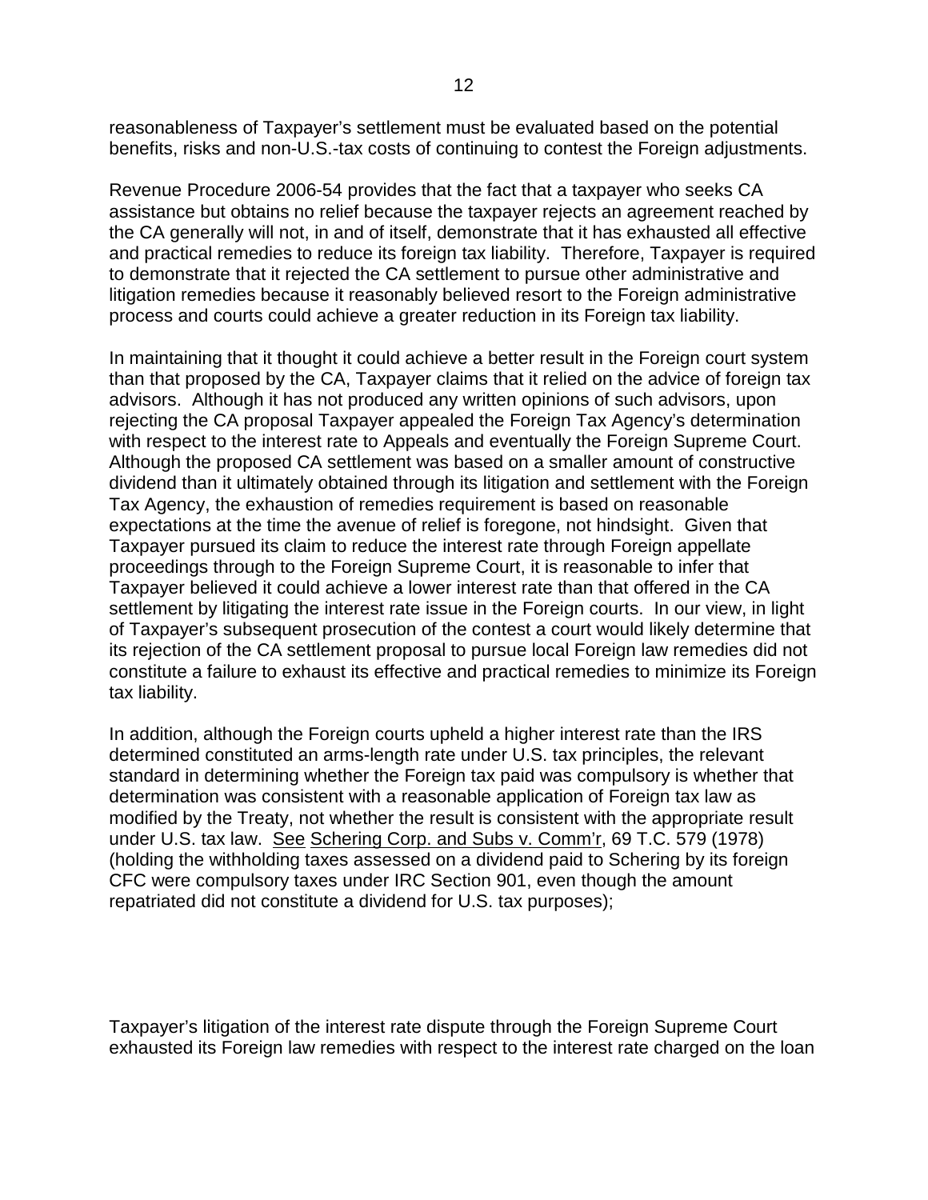reasonableness of Taxpayer's settlement must be evaluated based on the potential benefits, risks and non-U.S.-tax costs of continuing to contest the Foreign adjustments.

Revenue Procedure 2006-54 provides that the fact that a taxpayer who seeks CA assistance but obtains no relief because the taxpayer rejects an agreement reached by the CA generally will not, in and of itself, demonstrate that it has exhausted all effective and practical remedies to reduce its foreign tax liability. Therefore, Taxpayer is required to demonstrate that it rejected the CA settlement to pursue other administrative and litigation remedies because it reasonably believed resort to the Foreign administrative process and courts could achieve a greater reduction in its Foreign tax liability.

In maintaining that it thought it could achieve a better result in the Foreign court system than that proposed by the CA, Taxpayer claims that it relied on the advice of foreign tax advisors. Although it has not produced any written opinions of such advisors, upon rejecting the CA proposal Taxpayer appealed the Foreign Tax Agency's determination with respect to the interest rate to Appeals and eventually the Foreign Supreme Court. Although the proposed CA settlement was based on a smaller amount of constructive dividend than it ultimately obtained through its litigation and settlement with the Foreign Tax Agency, the exhaustion of remedies requirement is based on reasonable expectations at the time the avenue of relief is foregone, not hindsight. Given that Taxpayer pursued its claim to reduce the interest rate through Foreign appellate proceedings through to the Foreign Supreme Court, it is reasonable to infer that Taxpayer believed it could achieve a lower interest rate than that offered in the CA settlement by litigating the interest rate issue in the Foreign courts. In our view, in light of Taxpayer's subsequent prosecution of the contest a court would likely determine that its rejection of the CA settlement proposal to pursue local Foreign law remedies did not constitute a failure to exhaust its effective and practical remedies to minimize its Foreign tax liability.

In addition, although the Foreign courts upheld a higher interest rate than the IRS determined constituted an arms-length rate under U.S. tax principles, the relevant standard in determining whether the Foreign tax paid was compulsory is whether that determination was consistent with a reasonable application of Foreign tax law as modified by the Treaty, not whether the result is consistent with the appropriate result under U.S. tax law. See Schering Corp. and Subs v. Comm'r, 69 T.C. 579 (1978) (holding the withholding taxes assessed on a dividend paid to Schering by its foreign CFC were compulsory taxes under IRC Section 901, even though the amount repatriated did not constitute a dividend for U.S. tax purposes);

Taxpayer's litigation of the interest rate dispute through the Foreign Supreme Court exhausted its Foreign law remedies with respect to the interest rate charged on the loan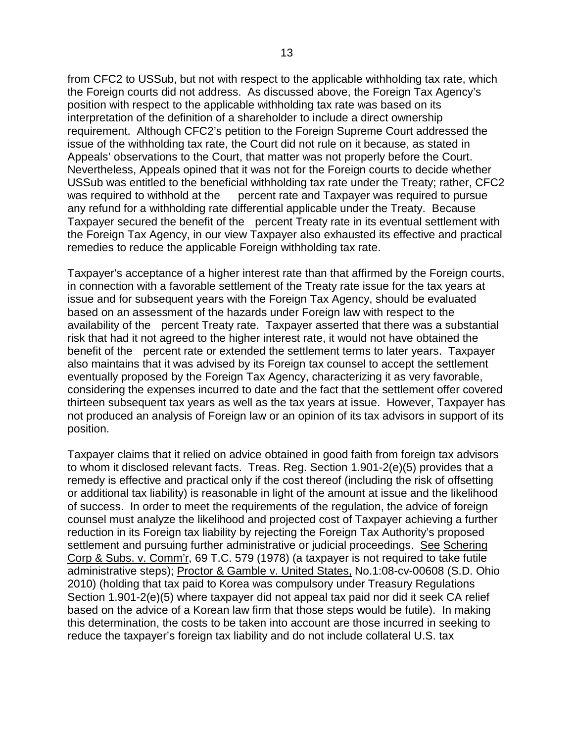from CFC2 to USSub, but not with respect to the applicable withholding tax rate, which the Foreign courts did not address. As discussed above, the Foreign Tax Agency's position with respect to the applicable withholding tax rate was based on its interpretation of the definition of a shareholder to include a direct ownership requirement. Although CFC2's petition to the Foreign Supreme Court addressed the issue of the withholding tax rate, the Court did not rule on it because, as stated in Appeals' observations to the Court, that matter was not properly before the Court. Nevertheless, Appeals opined that it was not for the Foreign courts to decide whether USSub was entitled to the beneficial withholding tax rate under the Treaty; rather, CFC2 was required to withhold at the percent rate and Taxpayer was required to pursue any refund for a withholding rate differential applicable under the Treaty. Because Taxpayer secured the benefit of the percent Treaty rate in its eventual settlement with the Foreign Tax Agency, in our view Taxpayer also exhausted its effective and practical remedies to reduce the applicable Foreign withholding tax rate.

Taxpayer's acceptance of a higher interest rate than that affirmed by the Foreign courts, in connection with a favorable settlement of the Treaty rate issue for the tax years at issue and for subsequent years with the Foreign Tax Agency, should be evaluated based on an assessment of the hazards under Foreign law with respect to the availability of the percent Treaty rate. Taxpayer asserted that there was a substantial risk that had it not agreed to the higher interest rate, it would not have obtained the benefit of the percent rate or extended the settlement terms to later years. Taxpayer also maintains that it was advised by its Foreign tax counsel to accept the settlement eventually proposed by the Foreign Tax Agency, characterizing it as very favorable, considering the expenses incurred to date and the fact that the settlement offer covered thirteen subsequent tax years as well as the tax years at issue. However, Taxpayer has not produced an analysis of Foreign law or an opinion of its tax advisors in support of its position.

Taxpayer claims that it relied on advice obtained in good faith from foreign tax advisors to whom it disclosed relevant facts. Treas. Reg. Section 1.901-2(e)(5) provides that a remedy is effective and practical only if the cost thereof (including the risk of offsetting or additional tax liability) is reasonable in light of the amount at issue and the likelihood of success. In order to meet the requirements of the regulation, the advice of foreign counsel must analyze the likelihood and projected cost of Taxpayer achieving a further reduction in its Foreign tax liability by rejecting the Foreign Tax Authority's proposed settlement and pursuing further administrative or judicial proceedings. See Schering Corp & Subs. v. Comm'r, 69 T.C. 579 (1978) (a taxpayer is not required to take futile administrative steps); Proctor & Gamble v. United States, No.1:08-cv-00608 (S.D. Ohio 2010) (holding that tax paid to Korea was compulsory under Treasury Regulations Section 1.901-2(e)(5) where taxpayer did not appeal tax paid nor did it seek CA relief based on the advice of a Korean law firm that those steps would be futile). In making this determination, the costs to be taken into account are those incurred in seeking to reduce the taxpayer's foreign tax liability and do not include collateral U.S. tax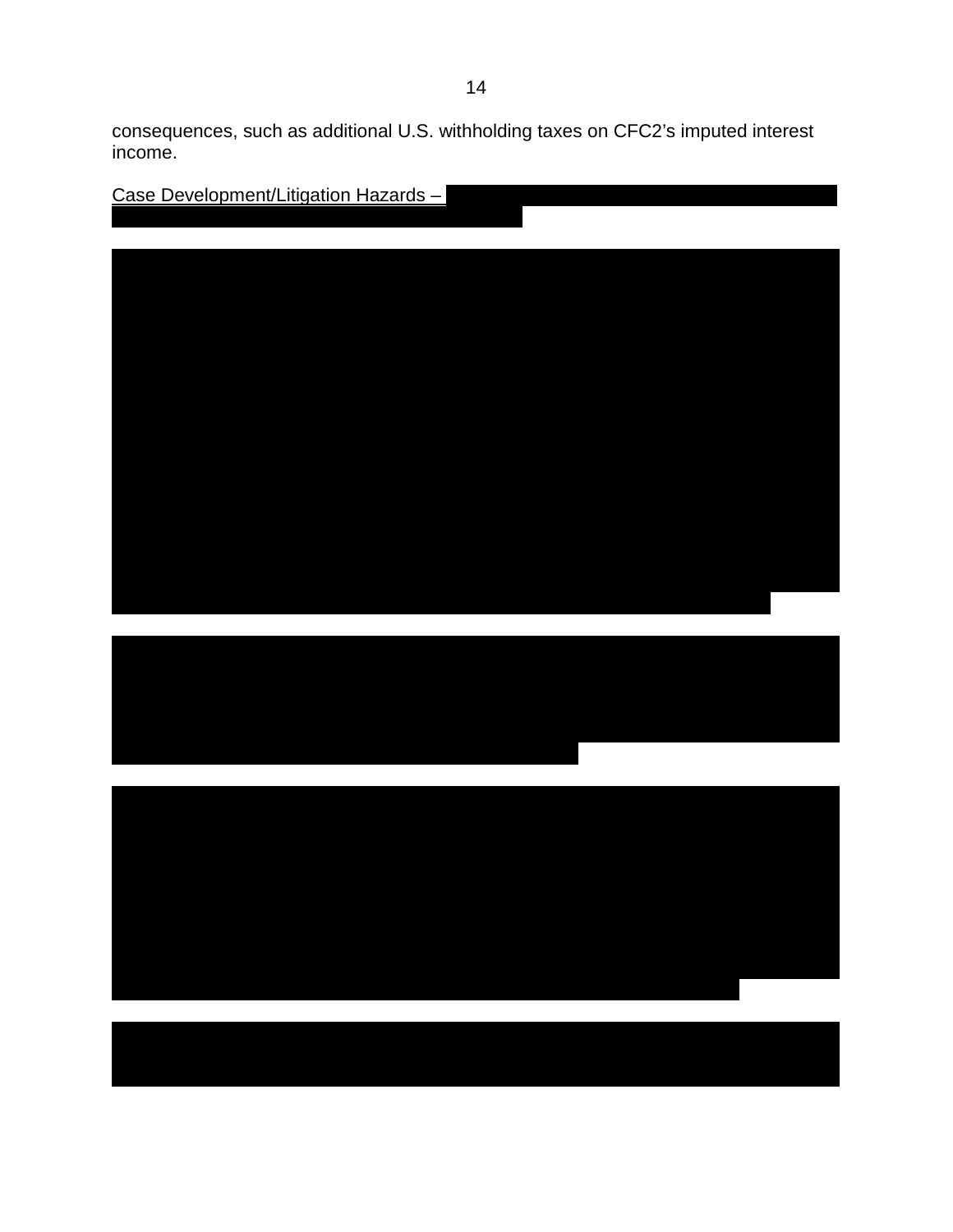consequences, such as additional U.S. withholding taxes on CFC2's imputed interest income.

<u>Case Development/Litigation Hazards –</u>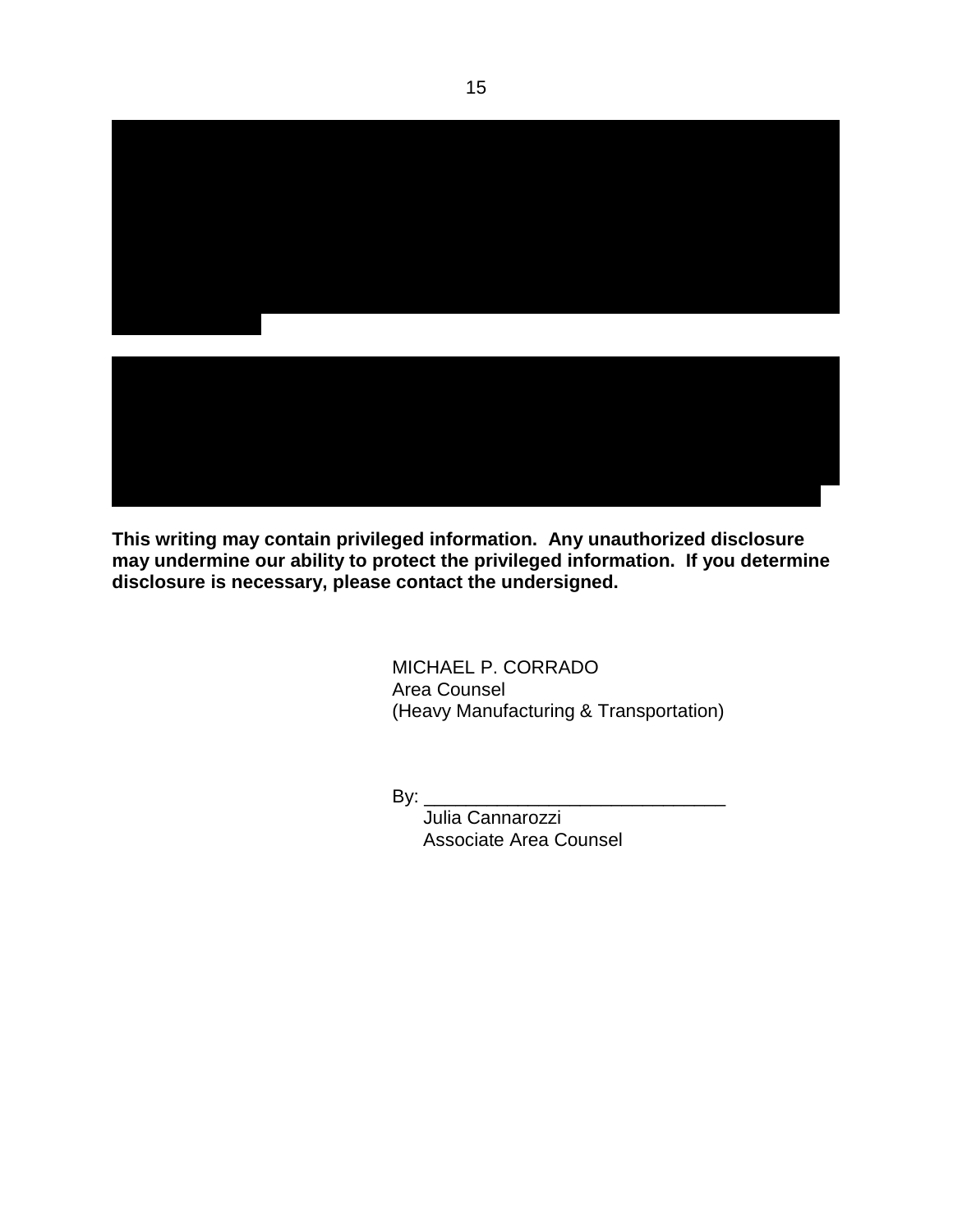**This writing may contain privileged information. Any unauthorized disclosure may undermine our ability to protect the privileged information. If you determine disclosure is necessary, please contact the undersigned.**

MICHAEL P. CORRADO
Area Counsel
(Heavy Manufacturing & Transportation)

By: ____________________________
Julia Cannarozzi
Associate Area Counsel